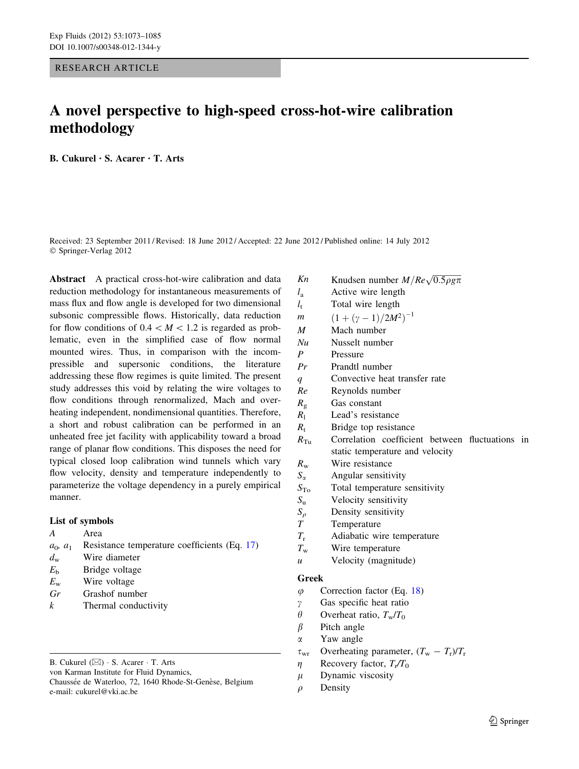RESEARCH ARTICLE

# A novel perspective to high-speed cross-hot-wire calibration methodology

**B. Cukurel · S. Acarer · T. Arts**

Received: 23 September 2011 / Revised: 18 June 2012 / Accepted: 22 June 2012 / Published online: 14 July 2012
© Springer-Verlag 2012

**Abstract** A practical cross-hot-wire calibration and data reduction methodology for instantaneous measurements of mass flux and flow angle is developed for two dimensional subsonic compressible flows. Historically, data reduction for flow conditions of $0.4 < M < 1.2$ is regarded as problematic, even in the simplified case of flow normal mounted wires. Thus, in comparison with the incompressible and supersonic conditions, the literature addressing these flow regimes is quite limited. The present study addresses this void by relating the wire voltages to flow conditions through renormalized, Mach and overheating independent, nondimensional quantities. Therefore, a short and robust calibration can be performed in an unheated free jet facility with applicability toward a broad range of planar flow conditions. This disposes the need for typical closed loop calibration wind tunnels which vary flow velocity, density and temperature independently to parameterize the voltage dependency in a purely empirical manner.

### List of symbols

| | |
|---|---|
| $A$ | Area |
| $a_0$, $a_1$ | Resistance temperature coefficients (Eq. 17) |
| $d_w$ | Wire diameter |
| $E_b$ | Bridge voltage |
| $E_w$ | Wire voltage |
| $Gr$ | Grashof number |
| $k$ | Thermal conductivity |
| $Kn$ | Knudsen number $M/Re\sqrt{0.5\rho g\pi}$ |
| $l_a$ | Active wire length |
| $l_t$ | Total wire length |
| $m$ | $(1+(\gamma-1)/2M^2)^{-1}$ |
| $M$ | Mach number |
| $Nu$ | Nusselt number |
| $P$ | Pressure |
| $Pr$ | Prandtl number |
| $q$ | Convective heat transfer rate |
| $Re$ | Reynolds number |
| $R_g$ | Gas constant |
| $R_l$ | Lead's resistance |
| $R_t$ | Bridge top resistance |
| $R_{Tu}$ | Correlation coefficient between fluctuations in static temperature and velocity |
| $R_w$ | Wire resistance |
| $S_\alpha$ | Angular sensitivity |
| $S_{To}$ | Total temperature sensitivity |
| $S_u$ | Velocity sensitivity |
| $S_\rho$ | Density sensitivity |
| $T$ | Temperature |
| $T_r$ | Adiabatic wire temperature |
| $T_w$ | Wire temperature |
| $u$ | Velocity (magnitude) |

### Greek

| | |
|---|---|
| $\varphi$ | Correction factor (Eq. 18) |
| $\gamma$ | Gas specific heat ratio |
| $\theta$ | Overheat ratio, $T_w/T_0$ |
| $\beta$ | Pitch angle |
| $\alpha$ | Yaw angle |
| $\tau_{wr}$ | Overheating parameter, $(T_w - T_r)/T_r$ |
| $\eta$ | Recovery factor, $T_r/T_0$ |
| $\mu$ | Dynamic viscosity |
| $\rho$ | Density |

B. Cukurel (✉) · S. Acarer · T. Arts
von Karman Institute for Fluid Dynamics,
Chaussée de Waterloo, 72, 1640 Rhode-St-Genèse, Belgium
e-mail: cukurel@vki.ac.be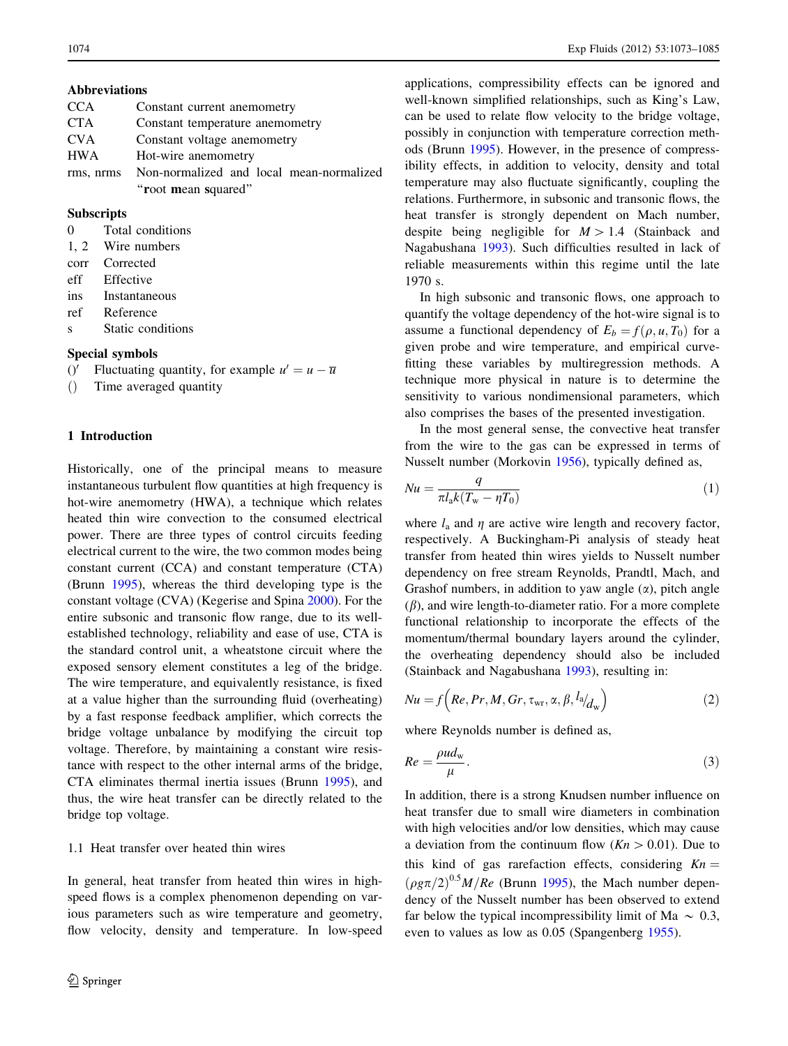### Abbreviations

| | |
|---|---|
| CCA | Constant current anemometry |
| CTA | Constant temperature anemometry |
| CVA | Constant voltage anemometry |
| HWA | Hot-wire anemometry |
| rms, nrms | Non-normalized and local mean-normalized "**r**oot **m**ean **s**quared" |

### Subscripts

| | |
|---|---|
| 0 | Total conditions |
| 1, 2 | Wire numbers |
| corr | Corrected |
| eff | Effective |
| ins | Instantaneous |
| ref | Reference |
| s | Static conditions |

### Special symbols

| | |
|---|---|
| $()'$ | Fluctuating quantity, for example $u' = u - \overline{u}$ |
| $\overline{()}$ | Time averaged quantity |

## 1 Introduction

Historically, one of the principal means to measure instantaneous turbulent flow quantities at high frequency is hot-wire anemometry (HWA), a technique which relates heated thin wire convection to the consumed electrical power. There are three types of control circuits feeding electrical current to the wire, the two common modes being constant current (CCA) and constant temperature (CTA) (Brunn 1995), whereas the third developing type is the constant voltage (CVA) (Kegerise and Spina 2000). For the entire subsonic and transonic flow range, due to its well-established technology, reliability and ease of use, CTA is the standard control unit, a wheatstone circuit where the exposed sensory element constitutes a leg of the bridge. The wire temperature, and equivalently resistance, is fixed at a value higher than the surrounding fluid (overheating) by a fast response feedback amplifier, which corrects the bridge voltage unbalance by modifying the circuit top voltage. Therefore, by maintaining a constant wire resistance with respect to the other internal arms of the bridge, CTA eliminates thermal inertia issues (Brunn 1995), and thus, the wire heat transfer can be directly related to the bridge top voltage.

### 1.1 Heat transfer over heated thin wires

In general, heat transfer from heated thin wires in high-speed flows is a complex phenomenon depending on various parameters such as wire temperature and geometry, flow velocity, density and temperature. In low-speed applications, compressibility effects can be ignored and well-known simplified relationships, such as King's Law, can be used to relate flow velocity to the bridge voltage, possibly in conjunction with temperature correction methods (Brunn 1995). However, in the presence of compressibility effects, in addition to velocity, density and total temperature may also fluctuate significantly, coupling the relations. Furthermore, in subsonic and transonic flows, the heat transfer is strongly dependent on Mach number, despite being negligible for $M > 1.4$ (Stainback and Nagabushana 1993). Such difficulties resulted in lack of reliable measurements within this regime until the late 1970 s.

In high subsonic and transonic flows, one approach to quantify the voltage dependency of the hot-wire signal is to assume a functional dependency of $E_b = f(\rho, u, T_0)$ for a given probe and wire temperature, and empirical curve-fitting these variables by multiregression methods. A technique more physical in nature is to determine the sensitivity to various nondimensional parameters, which also comprises the bases of the presented investigation.

In the most general sense, the convective heat transfer from the wire to the gas can be expressed in terms of Nusselt number (Morkovin 1956), typically defined as,

$$Nu = \frac{q}{\pi l_a k (T_w - \eta T_0)} \tag{1}$$

where $l_a$ and $\eta$ are active wire length and recovery factor, respectively. A Buckingham-Pi analysis of steady heat transfer from heated thin wires yields to Nusselt number dependency on free stream Reynolds, Prandtl, Mach, and Grashof numbers, in addition to yaw angle ($\alpha$), pitch angle ($\beta$), and wire length-to-diameter ratio. For a more complete functional relationship to incorporate the effects of the momentum/thermal boundary layers around the cylinder, the overheating dependency should also be included (Stainback and Nagabushana 1993), resulting in:

$$Nu = f\left(Re, Pr, M, Gr, \tau_{wr}, \alpha, \beta, {}^{l_a}\!/_{d_w}\right) \tag{2}$$

where Reynolds number is defined as,

$$Re = \frac{\rho u d_w}{\mu}. \tag{3}$$

In addition, there is a strong Knudsen number influence on heat transfer due to small wire diameters in combination with high velocities and/or low densities, which may cause a deviation from the continuum flow ($Kn > 0.01$). Due to this kind of gas rarefaction effects, considering $Kn = (\rho g \pi/2)^{0.5} M/Re$ (Brunn 1995), the Mach number dependency of the Nusselt number has been observed to extend far below the typical incompressibility limit of Ma $\sim$ 0.3, even to values as low as 0.05 (Spangenberg 1955).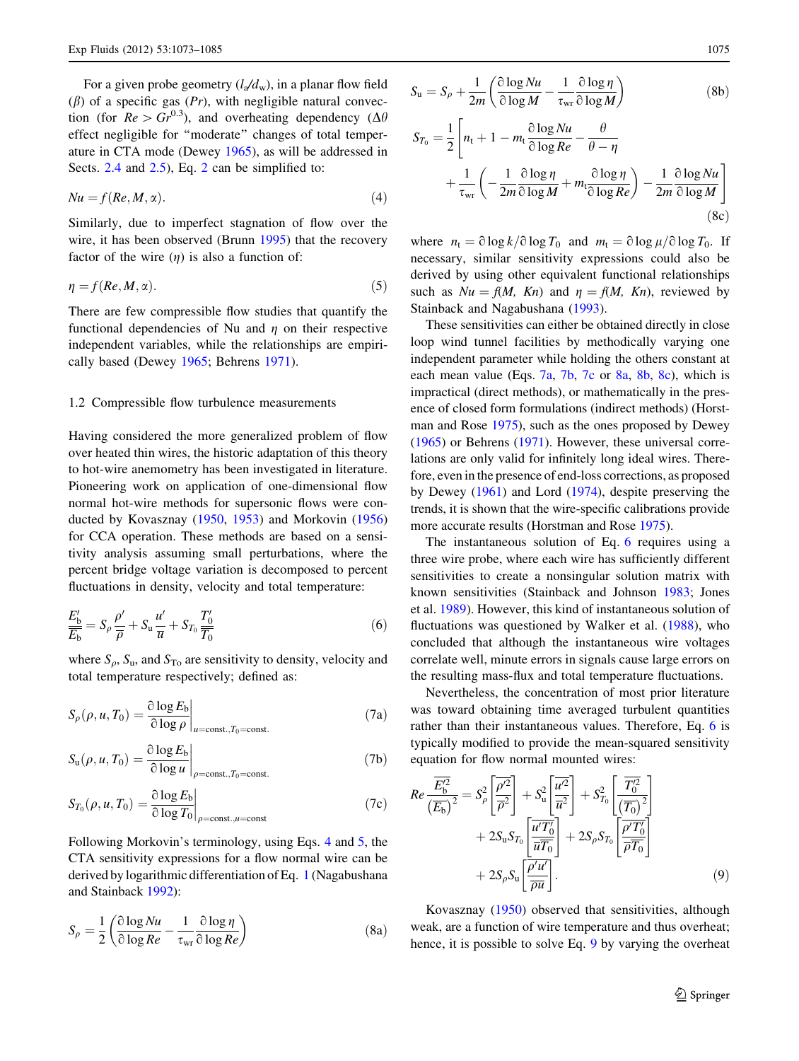For a given probe geometry ($l_a/d_w$), in a planar flow field ($\beta$) of a specific gas ($Pr$), with negligible natural convection (for $Re > Gr^{0.3}$), and overheating dependency ($\Delta\theta$ effect negligible for "moderate" changes of total temperature in CTA mode (Dewey 1965), as will be addressed in Sects. 2.4 and 2.5), Eq. 2 can be simplified to:

$$Nu = f(Re, M, \alpha). \tag{4}$$

Similarly, due to imperfect stagnation of flow over the wire, it has been observed (Brunn 1995) that the recovery factor of the wire ($\eta$) is also a function of:

$$\eta = f(Re, M, \alpha). \tag{5}$$

There are few compressible flow studies that quantify the functional dependencies of Nu and $\eta$ on their respective independent variables, while the relationships are empirically based (Dewey 1965; Behrens 1971).

### 1.2 Compressible flow turbulence measurements

Having considered the more generalized problem of flow over heated thin wires, the historic adaptation of this theory to hot-wire anemometry has been investigated in literature. Pioneering work on application of one-dimensional flow normal hot-wire methods for supersonic flows were conducted by Kovasznay (1950, 1953) and Morkovin (1956) for CCA operation. These methods are based on a sensitivity analysis assuming small perturbations, where the percent bridge voltage variation is decomposed to percent fluctuations in density, velocity and total temperature:

$$\frac{E_b'}{\overline{E_b}} = S_\rho \frac{\rho'}{\overline{\rho}} + S_u \frac{u'}{\overline{u}} + S_{T_0} \frac{T_0'}{\overline{T_0}} \tag{6}$$

where $S_\rho$, $S_u$, and $S_{T_0}$ are sensitivity to density, velocity and total temperature respectively; defined as:

$$S_\rho(\rho, u, T_0) = \left.\frac{\partial \log E_b}{\partial \log \rho}\right|_{u=\text{const.}, T_0=\text{const.}} \tag{7a}$$

$$S_u(\rho, u, T_0) = \left.\frac{\partial \log E_b}{\partial \log u}\right|_{\rho=\text{const.}, T_0=\text{const.}} \tag{7b}$$

$$S_{T_0}(\rho, u, T_0) = \left.\frac{\partial \log E_b}{\partial \log T_0}\right|_{\rho=\text{const.}, u=\text{const}} \tag{7c}$$

Following Morkovin's terminology, using Eqs. 4 and 5, the CTA sensitivity expressions for a flow normal wire can be derived by logarithmic differentiation of Eq. 1 (Nagabushana and Stainback 1992):

$$S_\rho = \frac{1}{2}\left(\frac{\partial \log Nu}{\partial \log Re} - \frac{1}{\tau_{wr}} \frac{\partial \log \eta}{\partial \log Re}\right) \tag{8a}$$

$$S_u = S_\rho + \frac{1}{2m}\left(\frac{\partial \log Nu}{\partial \log M} - \frac{1}{\tau_{wr}} \frac{\partial \log \eta}{\partial \log M}\right) \tag{8b}$$

$$S_{T_0} = \frac{1}{2}\left[n_t + 1 - m_t \frac{\partial \log Nu}{\partial \log Re} - \frac{\theta}{\theta - \eta} + \frac{1}{\tau_{wr}}\left(-\frac{1}{2m}\frac{\partial \log \eta}{\partial \log M} + m_t \frac{\partial \log \eta}{\partial \log Re}\right) - \frac{1}{2m}\frac{\partial \log Nu}{\partial \log M}\right] \tag{8c}$$

where $n_t = \partial \log k / \partial \log T_0$ and $m_t = \partial \log \mu / \partial \log T_0$. If necessary, similar sensitivity expressions could also be derived by using other equivalent functional relationships such as $Nu = f(M, Kn)$ and $\eta = f(M, Kn)$, reviewed by Stainback and Nagabushana (1993).

These sensitivities can either be obtained directly in close loop wind tunnel facilities by methodically varying one independent parameter while holding the others constant at each mean value (Eqs. 7a, 7b, 7c or 8a, 8b, 8c), which is impractical (direct methods), or mathematically in the presence of closed form formulations (indirect methods) (Horstman and Rose 1975), such as the ones proposed by Dewey (1965) or Behrens (1971). However, these universal correlations are only valid for infinitely long ideal wires. Therefore, even in the presence of end-loss corrections, as proposed by Dewey (1961) and Lord (1974), despite preserving the trends, it is shown that the wire-specific calibrations provide more accurate results (Horstman and Rose 1975).

The instantaneous solution of Eq. 6 requires using a three wire probe, where each wire has sufficiently different sensitivities to create a nonsingular solution matrix with known sensitivities (Stainback and Johnson 1983; Jones et al. 1989). However, this kind of instantaneous solution of fluctuations was questioned by Walker et al. (1988), who concluded that although the instantaneous wire voltages correlate well, minute errors in signals cause large errors on the resulting mass-flux and total temperature fluctuations.

Nevertheless, the concentration of most prior literature was toward obtaining time averaged turbulent quantities rather than their instantaneous values. Therefore, Eq. 6 is typically modified to provide the mean-squared sensitivity equation for flow normal mounted wires:

$$Re \frac{\overline{E_b'^2}}{\left(\overline{E_b}\right)^2} = S_\rho^2 \left[\frac{\overline{\rho'^2}}{\overline{\rho}^2}\right] + S_u^2 \left[\frac{\overline{u'^2}}{\overline{u}^2}\right] + S_{T_0}^2 \left[\frac{\overline{T_0'^2}}{\left(\overline{T_0}\right)^2}\right] + 2S_u S_{T_0}\left[\frac{\overline{u'T_0'}}{\overline{u}\overline{T_0}}\right] + 2S_\rho S_{T_0}\left[\frac{\overline{\rho' T_0'}}{\overline{\rho}\overline{T_0}}\right] + 2S_\rho S_u \left[\frac{\overline{\rho' u'}}{\overline{\rho u}}\right]. \tag{9}$$

Kovasznay (1950) observed that sensitivities, although weak, are a function of wire temperature and thus overheat; hence, it is possible to solve Eq. 9 by varying the overheat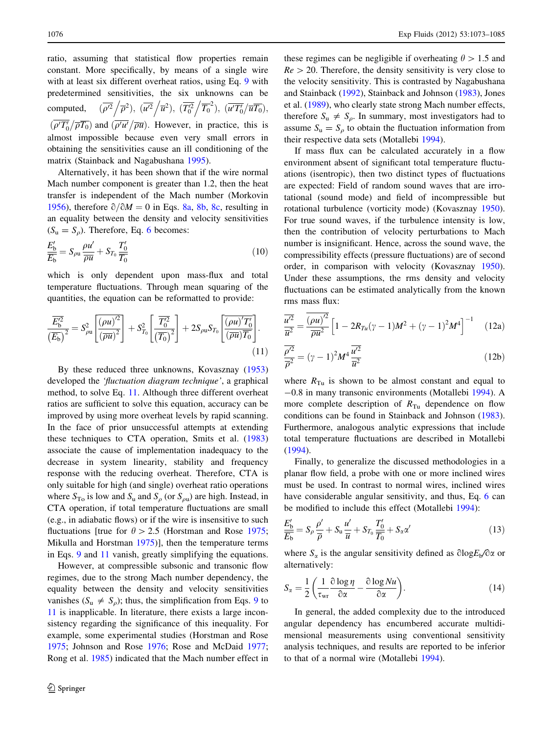ratio, assuming that statistical flow properties remain constant. More specifically, by means of a single wire with at least six different overheat ratios, using Eq. 9 with predetermined sensitivities, the six unknowns can be computed, $\left(\overline{\rho'^2}\big/\bar{\rho}^2\right)$, $\left(\overline{u'^2}\big/\bar{u}^2\right)$, $\left(\overline{T_0'^2}\big/\overline{T_0}^2\right)$, $\left(\overline{u'T_0'}/\bar{u}\overline{T_0}\right)$, $\left(\overline{\rho' T_0'}/\bar{\rho}\overline{T_0}\right)$ and $\left(\overline{\rho' u'}/\bar{\rho}\bar{u}\right)$. However, in practice, this is almost impossible because even very small errors in obtaining the sensitivities cause an ill conditioning of the matrix (Stainback and Nagabushana 1995).

Alternatively, it has been shown that if the wire normal Mach number component is greater than 1.2, then the heat transfer is independent of the Mach number (Morkovin 1956), therefore $\partial/\partial M = 0$ in Eqs. 8a, 8b, 8c, resulting in an equality between the density and velocity sensitivities ($S_u = S_\rho$). Therefore, Eq. 6 becomes:

$$\frac{E_b'}{\overline{E_b}} = S_{\rho u}\frac{\rho u'}{\overline{\rho u}} + S_{T_0}\frac{T_0'}{\overline{T_0}} \tag{10}$$

which is only dependent upon mass-flux and total temperature fluctuations. Through mean squaring of the quantities, the equation can be reformatted to provide:

$$\frac{\overline{E_b'^2}}{\left(\overline{E_b}\right)^2} = S_{\rho u}^2\left[\frac{\overline{(\rho u)'^2}}{\left(\overline{\rho u}\right)^2}\right] + S_{T_0}^2\left[\frac{\overline{T_0'^2}}{\left(\overline{T_0}\right)^2}\right] + 2S_{\rho u}S_{T_0}\left[\frac{\overline{(\rho u)'T_0'}}{\left(\overline{\rho u}\right)\overline{T_0}}\right]. \tag{11}$$

By these reduced three unknowns, Kovasznay (1953) developed the *'fluctuation diagram technique'*, a graphical method, to solve Eq. 11. Although three different overheat ratios are sufficient to solve this equation, accuracy can be improved by using more overheat levels by rapid scanning. In the face of prior unsuccessful attempts at extending these techniques to CTA operation, Smits et al. (1983) associate the cause of implementation inadequacy to the decrease in system linearity, stability and frequency response with the reducing overheat. Therefore, CTA is only suitable for high (and single) overheat ratio operations where $S_{T_0}$ is low and $S_u$ and $S_\rho$ (or $S_{\rho u}$) are high. Instead, in CTA operation, if total temperature fluctuations are small (e.g., in adiabatic flows) or if the wire is insensitive to such fluctuations [true for $\theta > 2.5$ (Horstman and Rose 1975; Mikulla and Horstman 1975)], then the temperature terms in Eqs. 9 and 11 vanish, greatly simplifying the equations.

However, at compressible subsonic and transonic flow regimes, due to the strong Mach number dependency, the equality between the density and velocity sensitivities vanishes ($S_u \neq S_\rho$); thus, the simplification from Eqs. 9 to 11 is inapplicable. In literature, there exists a large inconsistency regarding the significance of this inequality. For example, some experimental studies (Horstman and Rose 1975; Johnson and Rose 1976; Rose and McDaid 1977; Rong et al. 1985) indicated that the Mach number effect in these regimes can be negligible if overheating $\theta > 1.5$ and $Re > 20$. Therefore, the density sensitivity is very close to the velocity sensitivity. This is contrasted by Nagabushana and Stainback (1992), Stainback and Johnson (1983), Jones et al. (1989), who clearly state strong Mach number effects, therefore $S_u \neq S_\rho$. In summary, most investigators had to assume $S_u = S_\rho$ to obtain the fluctuation information from their respective data sets (Motallebi 1994).

If mass flux can be calculated accurately in a flow environment absent of significant total temperature fluctuations (isentropic), then two distinct types of fluctuations are expected: Field of random sound waves that are irrotational (sound mode) and field of incompressible but rotational turbulence (vorticity mode) (Kovasznay 1950). For true sound waves, if the turbulence intensity is low, then the contribution of velocity perturbations to Mach number is insignificant. Hence, across the sound wave, the compressibility effects (pressure fluctuations) are of second order, in comparison with velocity (Kovasznay 1950). Under these assumptions, the rms density and velocity fluctuations can be estimated analytically from the known rms mass flux:

$$\frac{\overline{u'^2}}{\bar{u}^2} = \frac{\overline{(\rho u)'^2}}{\overline{\rho u}^2}\left[1 - 2R_{Tu}(\gamma-1)M^2 + (\gamma-1)^2M^4\right]^{-1} \tag{12a}$$

$$\frac{\overline{\rho'^2}}{\bar{\rho}^2} = (\gamma-1)^2M^4\frac{\overline{u'^2}}{\bar{u}^2} \tag{12b}$$

where $R_{Tu}$ is shown to be almost constant and equal to $-0.8$ in many transonic environments (Motallebi 1994). A more complete description of $R_{Tu}$ dependence on flow conditions can be found in Stainback and Johnson (1983). Furthermore, analogous analytic expressions that include total temperature fluctuations are described in Motallebi (1994).

Finally, to generalize the discussed methodologies in a planar flow field, a probe with one or more inclined wires must be used. In contrast to normal wires, inclined wires have considerable angular sensitivity, and thus, Eq. 6 can be modified to include this effect (Motallebi 1994):

$$\frac{E_b'}{\overline{E_b}} = S_\rho\frac{\rho'}{\bar{\rho}} + S_u\frac{u'}{\bar{u}} + S_{T_0}\frac{T_0'}{\overline{T_0}} + S_\alpha\alpha' \tag{13}$$

where $S_\alpha$ is the angular sensitivity defined as $\partial \log E_b/\partial\alpha$ or alternatively:

$$S_\alpha = \frac{1}{2}\left(\frac{1}{\tau_{wr}}\frac{\partial\log\eta}{\partial\alpha} - \frac{\partial\log Nu}{\partial\alpha}\right). \tag{14}$$

In general, the added complexity due to the introduced angular dependency has encumbered accurate multidimensional measurements using conventional sensitivity analysis techniques, and results are reported to be inferior to that of a normal wire (Motallebi 1994).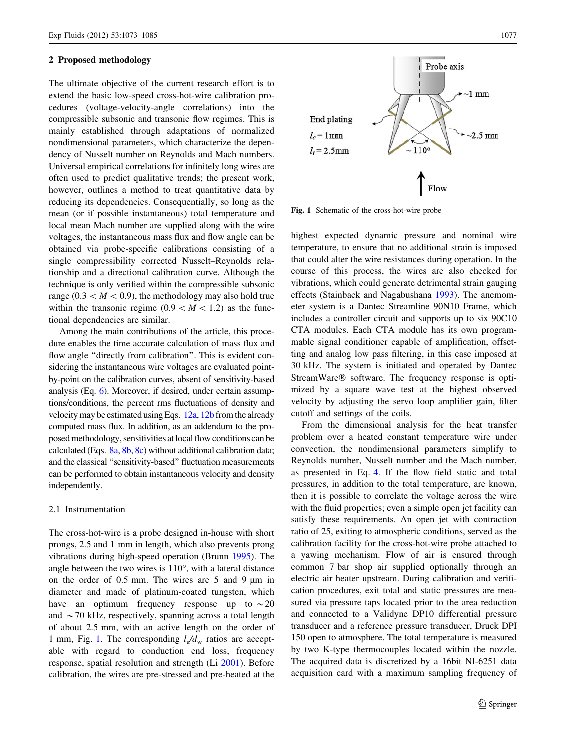## 2 Proposed methodology

The ultimate objective of the current research effort is to extend the basic low-speed cross-hot-wire calibration procedures (voltage-velocity-angle correlations) into the compressible subsonic and transonic flow regimes. This is mainly established through adaptations of normalized nondimensional parameters, which characterize the dependency of Nusselt number on Reynolds and Mach numbers. Universal empirical correlations for infinitely long wires are often used to predict qualitative trends; the present work, however, outlines a method to treat quantitative data by reducing its dependencies. Consequentially, so long as the mean (or if possible instantaneous) total temperature and local mean Mach number are supplied along with the wire voltages, the instantaneous mass flux and flow angle can be obtained via probe-specific calibrations consisting of a single compressibility corrected Nusselt–Reynolds relationship and a directional calibration curve. Although the technique is only verified within the compressible subsonic range ($0.3 < M < 0.9$), the methodology may also hold true within the transonic regime ($0.9 < M < 1.2$) as the functional dependencies are similar.

Among the main contributions of the article, this procedure enables the time accurate calculation of mass flux and flow angle "directly from calibration". This is evident considering the instantaneous wire voltages are evaluated point-by-point on the calibration curves, absent of sensitivity-based analysis (Eq. 6). Moreover, if desired, under certain assumptions/conditions, the percent rms fluctuations of density and velocity may be estimated using Eqs. 12a, 12b from the already computed mass flux. In addition, as an addendum to the proposed methodology, sensitivities at local flow conditions can be calculated (Eqs. 8a, 8b, 8c) without additional calibration data; and the classical "sensitivity-based" fluctuation measurements can be performed to obtain instantaneous velocity and density independently.

### 2.1 Instrumentation

The cross-hot-wire is a probe designed in-house with short prongs, 2.5 and 1 mm in length, which also prevents prong vibrations during high-speed operation (Brunn 1995). The angle between the two wires is 110°, with a lateral distance on the order of 0.5 mm. The wires are 5 and 9 μm in diameter and made of platinum-coated tungsten, which have an optimum frequency response up to ~20 and ~70 kHz, respectively, spanning across a total length of about 2.5 mm, with an active length on the order of 1 mm, Fig. 1. The corresponding $l_a/d_w$ ratios are acceptable with regard to conduction end loss, frequency response, spatial resolution and strength (Li 2001). Before calibration, the wires are pre-stressed and pre-heated at the highest expected dynamic pressure and nominal wire temperature, to ensure that no additional strain is imposed that could alter the wire resistances during operation. In the course of this process, the wires are also checked for vibrations, which could generate detrimental strain gauging effects (Stainback and Nagabushana 1993). The anemometer system is a Dantec Streamline 90N10 Frame, which includes a controller circuit and supports up to six 90C10 CTA modules. Each CTA module has its own programmable signal conditioner capable of amplification, offsetting and analog low pass filtering, in this case imposed at 30 kHz. The system is initiated and operated by Dantec StreamWare® software. The frequency response is optimized by a square wave test at the highest observed velocity by adjusting the servo loop amplifier gain, filter cutoff and settings of the coils.

End plating
$l_a = 1$mm
$l_t = 2.5$mm

Fig. 1 Schematic of the cross-hot-wire probe

From the dimensional analysis for the heat transfer problem over a heated constant temperature wire under convection, the nondimensional parameters simplify to Reynolds number, Nusselt number and the Mach number, as presented in Eq. 4. If the flow field static and total pressures, in addition to the total temperature, are known, then it is possible to correlate the voltage across the wire with the fluid properties; even a simple open jet facility can satisfy these requirements. An open jet with contraction ratio of 25, exiting to atmospheric conditions, served as the calibration facility for the cross-hot-wire probe attached to a yawing mechanism. Flow of air is ensured through common 7 bar shop air supplied optionally through an electric air heater upstream. During calibration and verification procedures, exit total and static pressures are measured via pressure taps located prior to the area reduction and connected to a Validyne DP10 differential pressure transducer and a reference pressure transducer, Druck DPI 150 open to atmosphere. The total temperature is measured by two K-type thermocouples located within the nozzle. The acquired data is discretized by a 16bit NI-6251 data acquisition card with a maximum sampling frequency of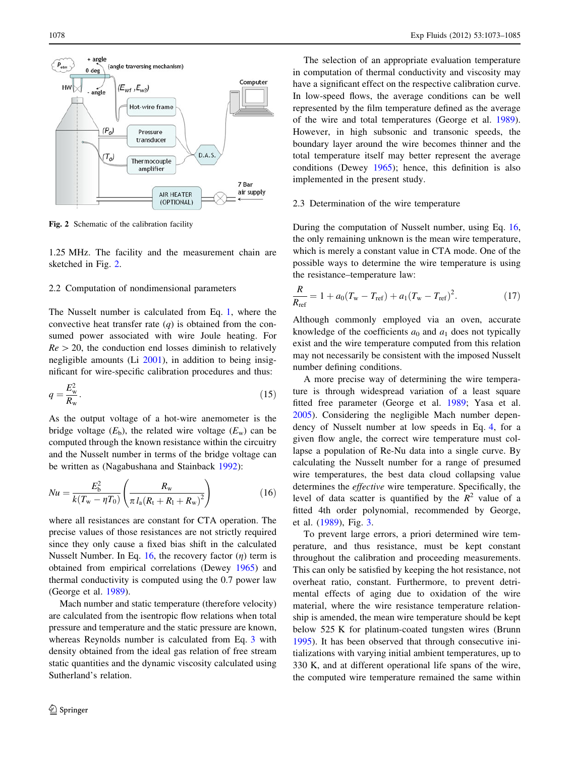Fig. 2 Schematic of the calibration facility

1.25 MHz. The facility and the measurement chain are sketched in Fig. 2.

### 2.2 Computation of nondimensional parameters

The Nusselt number is calculated from Eq. 1, where the convective heat transfer rate ($q$) is obtained from the consumed power associated with wire Joule heating. For $Re > 20$, the conduction end losses diminish to relatively negligible amounts (Li 2001), in addition to being insignificant for wire-specific calibration procedures and thus:

$$q = \frac{E_{\mathrm{w}}^2}{R_{\mathrm{w}}}. \tag{15}$$

As the output voltage of a hot-wire anemometer is the bridge voltage ($E_{\mathrm{b}}$), the related wire voltage ($E_{\mathrm{w}}$) can be computed through the known resistance within the circuitry and the Nusselt number in terms of the bridge voltage can be written as (Nagabushana and Stainback 1992):

$$Nu = \frac{E_{\mathrm{b}}^2}{k(T_{\mathrm{w}} - \eta T_0)} \left( \frac{R_{\mathrm{w}}}{\pi l_{\mathrm{a}} (R_{\mathrm{t}} + R_{\mathrm{l}} + R_{\mathrm{w}})^2} \right) \tag{16}$$

where all resistances are constant for CTA operation. The precise values of those resistances are not strictly required since they only cause a fixed bias shift in the calculated Nusselt Number. In Eq. 16, the recovery factor ($\eta$) term is obtained from empirical correlations (Dewey 1965) and thermal conductivity is computed using the 0.7 power law (George et al. 1989).

Mach number and static temperature (therefore velocity) are calculated from the isentropic flow relations when total pressure and temperature and the static pressure are known, whereas Reynolds number is calculated from Eq. 3 with density obtained from the ideal gas relation of free stream static quantities and the dynamic viscosity calculated using Sutherland's relation.

The selection of an appropriate evaluation temperature in computation of thermal conductivity and viscosity may have a significant effect on the respective calibration curve. In low-speed flows, the average conditions can be well represented by the film temperature defined as the average of the wire and total temperatures (George et al. 1989). However, in high subsonic and transonic speeds, the boundary layer around the wire becomes thinner and the total temperature itself may better represent the average conditions (Dewey 1965); hence, this definition is also implemented in the present study.

### 2.3 Determination of the wire temperature

During the computation of Nusselt number, using Eq. 16, the only remaining unknown is the mean wire temperature, which is merely a constant value in CTA mode. One of the possible ways to determine the wire temperature is using the resistance–temperature law:

$$\frac{R}{R_{\mathrm{ref}}} = 1 + a_0 (T_{\mathrm{w}} - T_{\mathrm{ref}}) + a_1 (T_{\mathrm{w}} - T_{\mathrm{ref}})^2. \tag{17}$$

Although commonly employed via an oven, accurate knowledge of the coefficients $a_0$ and $a_1$ does not typically exist and the wire temperature computed from this relation may not necessarily be consistent with the imposed Nusselt number defining conditions.

A more precise way of determining the wire temperature is through widespread variation of a least square fitted free parameter (George et al. 1989; Yasa et al. 2005). Considering the negligible Mach number dependency of Nusselt number at low speeds in Eq. 4, for a given flow angle, the correct wire temperature must collapse a population of Re-Nu data into a single curve. By calculating the Nusselt number for a range of presumed wire temperatures, the best data cloud collapsing value determines the *effective* wire temperature. Specifically, the level of data scatter is quantified by the $R^2$ value of a fitted 4th order polynomial, recommended by George, et al. (1989), Fig. 3.

To prevent large errors, a priori determined wire temperature, and thus resistance, must be kept constant throughout the calibration and proceeding measurements. This can only be satisfied by keeping the hot resistance, not overheat ratio, constant. Furthermore, to prevent detrimental effects of aging due to oxidation of the wire material, where the wire resistance temperature relationship is amended, the mean wire temperature should be kept below 525 K for platinum-coated tungsten wires (Brunn 1995). It has been observed that through consecutive initializations with varying initial ambient temperatures, up to 330 K, and at different operational life spans of the wire, the computed wire temperature remained the same within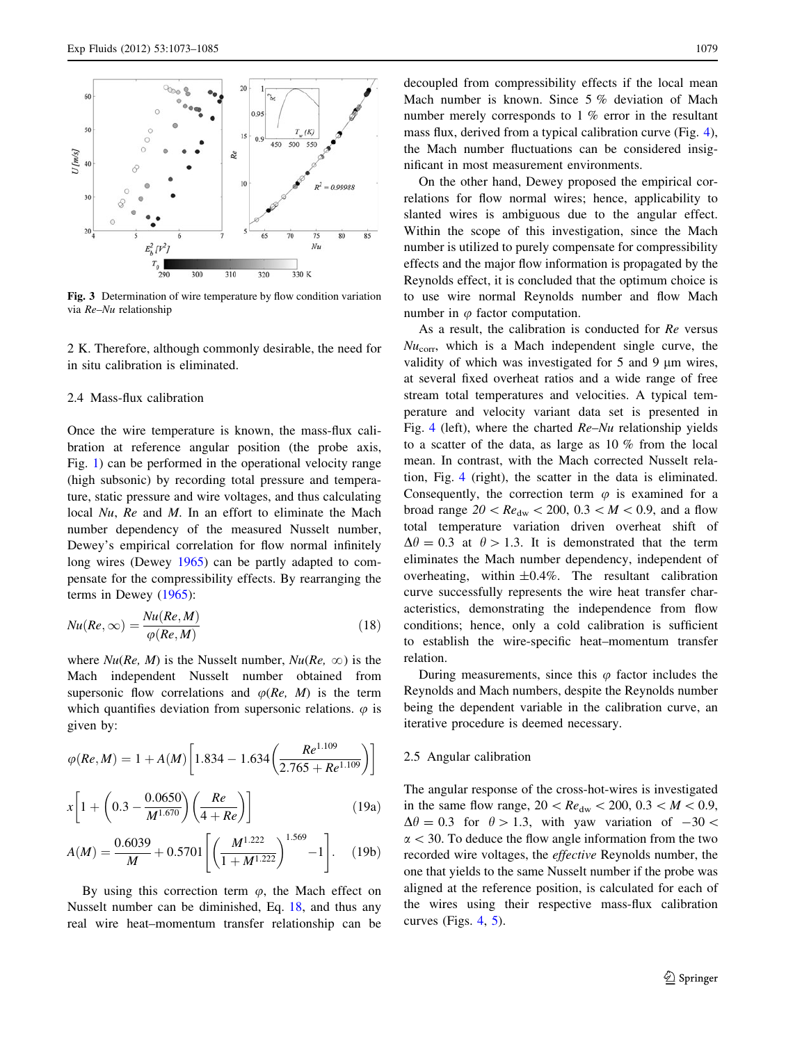Fig. 3 Determination of wire temperature by flow condition variation via *Re*–*Nu* relationship

2 K. Therefore, although commonly desirable, the need for in situ calibration is eliminated.

### 2.4 Mass-flux calibration

Once the wire temperature is known, the mass-flux calibration at reference angular position (the probe axis, Fig. 1) can be performed in the operational velocity range (high subsonic) by recording total pressure and temperature, static pressure and wire voltages, and thus calculating local *Nu*, *Re* and *M*. In an effort to eliminate the Mach number dependency of the measured Nusselt number, Dewey's empirical correlation for flow normal infinitely long wires (Dewey 1965) can be partly adapted to compensate for the compressibility effects. By rearranging the terms in Dewey (1965):

$$Nu(Re,\infty) = \frac{Nu(Re,M)}{\varphi(Re,M)} \tag{18}$$

where $Nu(Re, M)$ is the Nusselt number, $Nu(Re, \infty)$ is the Mach independent Nusselt number obtained from supersonic flow correlations and $\varphi(Re, M)$ is the term which quantifies deviation from supersonic relations. $\varphi$ is given by:

$$\varphi(Re,M) = 1 + A(M)\left[1.834 - 1.634\left(\frac{Re^{1.109}}{2.765 + Re^{1.109}}\right)\right]$$

$$x\left[1 + \left(0.3 - \frac{0.0650}{M^{1.670}}\right)\left(\frac{Re}{4 + Re}\right)\right] \tag{19a}$$

$$A(M) = \frac{0.6039}{M} + 0.5701\left[\left(\frac{M^{1.222}}{1 + M^{1.222}}\right)^{1.569} - 1\right]. \tag{19b}$$

By using this correction term $\varphi$, the Mach effect on Nusselt number can be diminished, Eq. 18, and thus any real wire heat–momentum transfer relationship can be decoupled from compressibility effects if the local mean Mach number is known. Since 5 % deviation of Mach number merely corresponds to 1 % error in the resultant mass flux, derived from a typical calibration curve (Fig. 4), the Mach number fluctuations can be considered insignificant in most measurement environments.

On the other hand, Dewey proposed the empirical correlations for flow normal wires; hence, applicability to slanted wires is ambiguous due to the angular effect. Within the scope of this investigation, since the Mach number is utilized to purely compensate for compressibility effects and the major flow information is propagated by the Reynolds effect, it is concluded that the optimum choice is to use wire normal Reynolds number and flow Mach number in $\varphi$ factor computation.

As a result, the calibration is conducted for *Re* versus $Nu_{corr}$, which is a Mach independent single curve, the validity of which was investigated for 5 and 9 μm wires, at several fixed overheat ratios and a wide range of free stream total temperatures and velocities. A typical temperature and velocity variant data set is presented in Fig. 4 (left), where the charted *Re*–*Nu* relationship yields to a scatter of the data, as large as 10 % from the local mean. In contrast, with the Mach corrected Nusselt relation, Fig. 4 (right), the scatter in the data is eliminated. Consequently, the correction term $\varphi$ is examined for a broad range $20 < Re_{dw} < 200$, $0.3 < M < 0.9$, and a flow total temperature variation driven overheat shift of $\Delta\theta = 0.3$ at $\theta > 1.3$. It is demonstrated that the term eliminates the Mach number dependency, independent of overheating, within ±0.4%. The resultant calibration curve successfully represents the wire heat transfer characteristics, demonstrating the independence from flow conditions; hence, only a cold calibration is sufficient to establish the wire-specific heat–momentum transfer relation.

During measurements, since this $\varphi$ factor includes the Reynolds and Mach numbers, despite the Reynolds number being the dependent variable in the calibration curve, an iterative procedure is deemed necessary.

### 2.5 Angular calibration

The angular response of the cross-hot-wires is investigated in the same flow range, $20 < Re_{dw} < 200$, $0.3 < M < 0.9$, $\Delta\theta = 0.3$ for $\theta > 1.3$, with yaw variation of $-30 < \alpha < 30$. To deduce the flow angle information from the two recorded wire voltages, the *effective* Reynolds number, the one that yields to the same Nusselt number if the probe was aligned at the reference position, is calculated for each of the wires using their respective mass-flux calibration curves (Figs. 4, 5).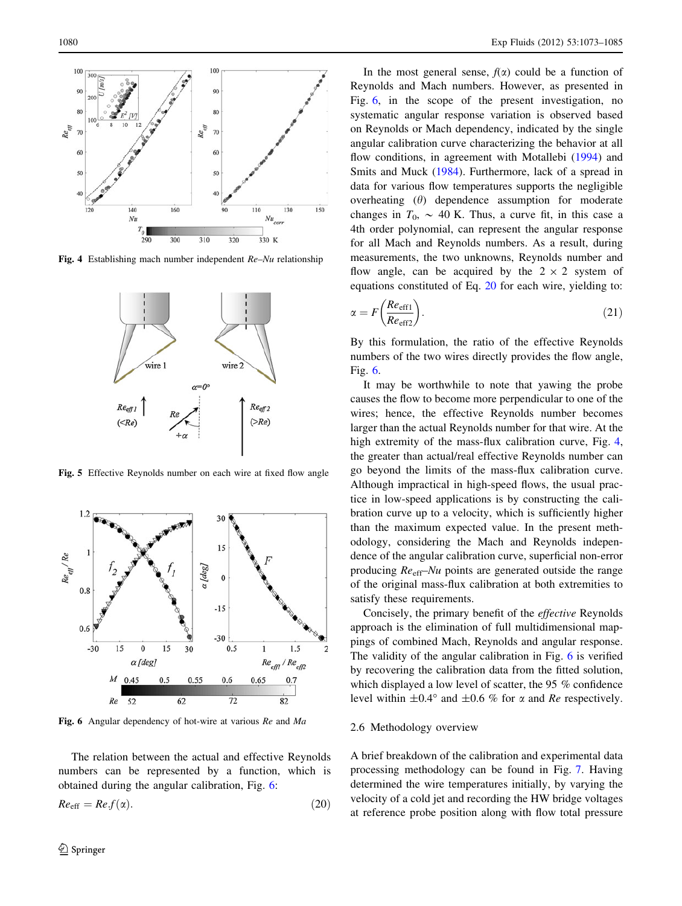Fig. 4 Establishing mach number independent $Re$–$Nu$ relationship

Fig. 5 Effective Reynolds number on each wire at fixed flow angle

Fig. 6 Angular dependency of hot-wire at various $Re$ and $Ma$

The relation between the actual and effective Reynolds numbers can be represented by a function, which is obtained during the angular calibration, Fig. 6:

$$Re_{\text{eff}} = Re.f(\alpha). \tag{20}$$

In the most general sense, $f(\alpha)$ could be a function of Reynolds and Mach numbers. However, as presented in Fig. 6, in the scope of the present investigation, no systematic angular response variation is observed based on Reynolds or Mach dependency, indicated by the single angular calibration curve characterizing the behavior at all flow conditions, in agreement with Motallebi (1994) and Smits and Muck (1984). Furthermore, lack of a spread in data for various flow temperatures supports the negligible overheating ($\theta$) dependence assumption for moderate changes in $T_0$, $\sim$ 40 K. Thus, a curve fit, in this case a 4th order polynomial, can represent the angular response for all Mach and Reynolds numbers. As a result, during measurements, the two unknowns, Reynolds number and flow angle, can be acquired by the $2 \times 2$ system of equations constituted of Eq. 20 for each wire, yielding to:

$$\alpha = F\left(\frac{Re_{\text{eff1}}}{Re_{\text{eff2}}}\right). \tag{21}$$

By this formulation, the ratio of the effective Reynolds numbers of the two wires directly provides the flow angle, Fig. 6.

It may be worthwhile to note that yawing the probe causes the flow to become more perpendicular to one of the wires; hence, the effective Reynolds number becomes larger than the actual Reynolds number for that wire. At the high extremity of the mass-flux calibration curve, Fig. 4, the greater than actual/real effective Reynolds number can go beyond the limits of the mass-flux calibration curve. Although impractical in high-speed flows, the usual practice in low-speed applications is by constructing the calibration curve up to a velocity, which is sufficiently higher than the maximum expected value. In the present methodology, considering the Mach and Reynolds independence of the angular calibration curve, superficial non-error producing $Re_{\text{eff}}$–$Nu$ points are generated outside the range of the original mass-flux calibration at both extremities to satisfy these requirements.

Concisely, the primary benefit of the *effective* Reynolds approach is the elimination of full multidimensional mappings of combined Mach, Reynolds and angular response. The validity of the angular calibration in Fig. 6 is verified by recovering the calibration data from the fitted solution, which displayed a low level of scatter, the 95 % confidence level within $\pm 0.4^{\circ}$ and $\pm 0.6$ % for $\alpha$ and $Re$ respectively.

### 2.6 Methodology overview

A brief breakdown of the calibration and experimental data processing methodology can be found in Fig. 7. Having determined the wire temperatures initially, by varying the velocity of a cold jet and recording the HW bridge voltages at reference probe position along with flow total pressure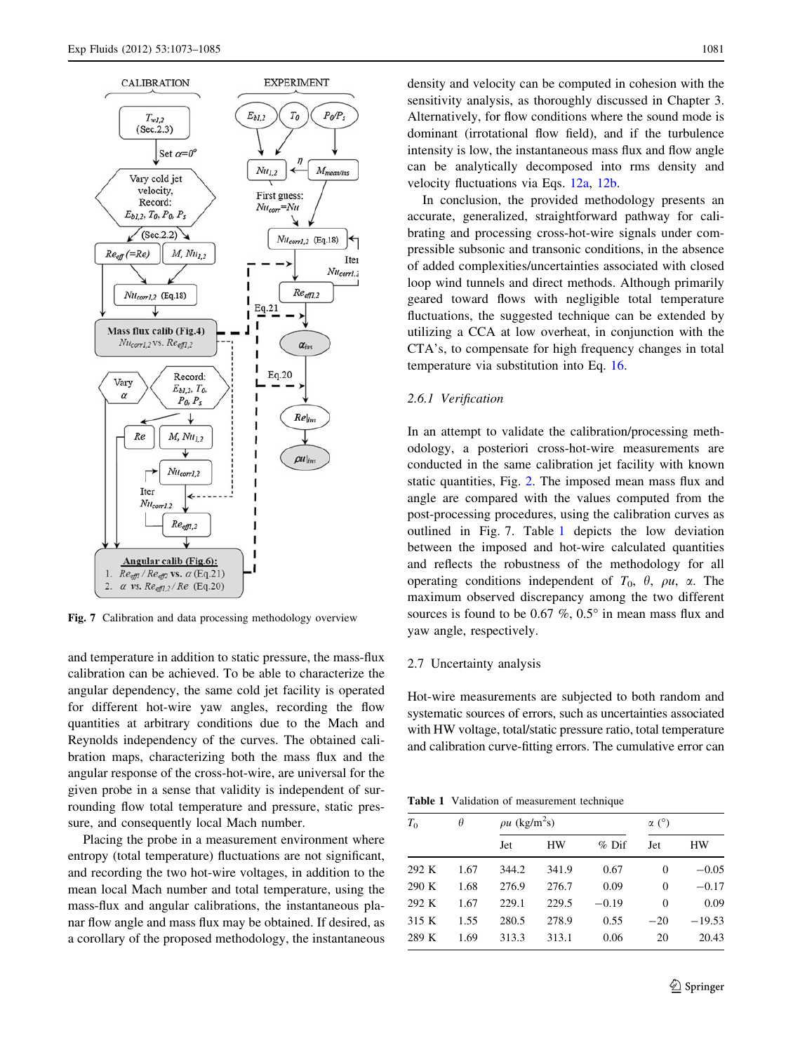CALIBRATION

EXPERIMENT

$T_{w1,2}$ (Sec.2.3)

Set $\alpha$=0°

Vary cold jet velocity, Record: $E_{b1,2}$, $T_0$, $P_0$, $P_s$

(Sec.2.2)

$Re_{eff}$ (=Re)

$M$, $Nu_{1,2}$

$Nu_{corr1,2}$ (Eq.18)

Mass flux calib (Fig.4) $Nu_{corr1,2}$ vs. $Re_{eff1,2}$

Vary $\alpha$

Record: $E_{b1,2}$, $T_0$, $P_0$, $P_s$

Re

$M$, $Nu_{1,2}$

$Nu_{corr1,2}$

Iter $Nu_{corr1,2}$

$Re_{eff1,2}$

Angular calib (Fig.6):
1. $Re_{eff1}$ / $Re_{eff2}$ vs. $\alpha$ (Eq.21)
2. $\alpha$ vs. $Re_{eff1,2}$ / Re (Eq.20)

$E_{b1,2}$

$T_0$

$P_0/P_s$

$Nu_{1,2}$

$\eta$

$M_{mean/ins}$

First guess: $Nu_{corr}$=Nu

$Nu_{corr1,2}$ (Eq.18)

Iter $Nu_{corr1,2}$

$Re_{eff1,2}$

Eq.21

$\alpha_{ins}$

Eq.20

$Re|_{ins}$

$\rho u|_{ins}$

**Fig. 7** Calibration and data processing methodology overview

and temperature in addition to static pressure, the mass-flux calibration can be achieved. To be able to characterize the angular dependency, the same cold jet facility is operated for different hot-wire yaw angles, recording the flow quantities at arbitrary conditions due to the Mach and Reynolds independency of the curves. The obtained calibration maps, characterizing both the mass flux and the angular response of the cross-hot-wire, are universal for the given probe in a sense that validity is independent of surrounding flow total temperature and pressure, static pressure, and consequently local Mach number.

Placing the probe in a measurement environment where entropy (total temperature) fluctuations are not significant, and recording the two hot-wire voltages, in addition to the mean local Mach number and total temperature, using the mass-flux and angular calibrations, the instantaneous planar flow angle and mass flux may be obtained. If desired, as a corollary of the proposed methodology, the instantaneous density and velocity can be computed in cohesion with the sensitivity analysis, as thoroughly discussed in Chapter 3. Alternatively, for flow conditions where the sound mode is dominant (irrotational flow field), and if the turbulence intensity is low, the instantaneous mass flux and flow angle can be analytically decomposed into rms density and velocity fluctuations via Eqs. 12a, 12b.

In conclusion, the provided methodology presents an accurate, generalized, straightforward pathway for calibrating and processing cross-hot-wire signals under compressible subsonic and transonic conditions, in the absence of added complexities/uncertainties associated with closed loop wind tunnels and direct methods. Although primarily geared toward flows with negligible total temperature fluctuations, the suggested technique can be extended by utilizing a CCA at low overheat, in conjunction with the CTA's, to compensate for high frequency changes in total temperature via substitution into Eq. 16.

### 2.6.1 Verification

In an attempt to validate the calibration/processing methodology, a posteriori cross-hot-wire measurements are conducted in the same calibration jet facility with known static quantities, Fig. 2. The imposed mean mass flux and angle are compared with the values computed from the post-processing procedures, using the calibration curves as outlined in Fig. 7. Table 1 depicts the low deviation between the imposed and hot-wire calculated quantities and reflects the robustness of the methodology for all operating conditions independent of $T_0$, $\theta$, $\rho u$, $\alpha$. The maximum observed discrepancy among the two different sources is found to be 0.67 %, 0.5° in mean mass flux and yaw angle, respectively.

## 2.7 Uncertainty analysis

Hot-wire measurements are subjected to both random and systematic sources of errors, such as uncertainties associated with HW voltage, total/static pressure ratio, total temperature and calibration curve-fitting errors. The cumulative error can

**Table 1** Validation of measurement technique

| $T_0$ | $\theta$ | $\rho u$ (kg/m²s) | | | $\alpha$ (°) | |
|---|---|---|---|---|---|---|
| | | Jet | HW | % Dif | Jet | HW |
| 292 K | 1.67 | 344.2 | 341.9 | 0.67 | 0 | −0.05 |
| 290 K | 1.68 | 276.9 | 276.7 | 0.09 | 0 | −0.17 |
| 292 K | 1.67 | 229.1 | 229.5 | −0.19 | 0 | 0.09 |
| 315 K | 1.55 | 280.5 | 278.9 | 0.55 | −20 | −19.53 |
| 289 K | 1.69 | 313.3 | 313.1 | 0.06 | 20 | 20.43 |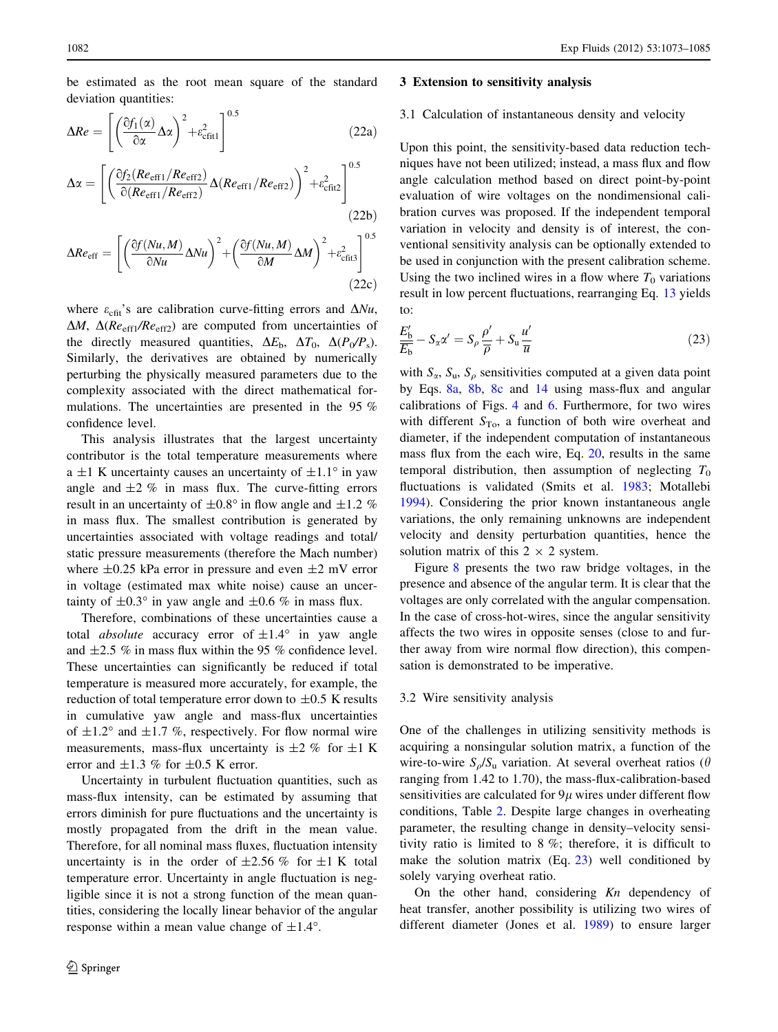be estimated as the root mean square of the standard deviation quantities:

$$\Delta Re = \left[ \left( \frac{\partial f_1(\alpha)}{\partial \alpha} \Delta\alpha \right)^2 + \varepsilon_{\mathrm{cfit1}}^2 \right]^{0.5} \tag{22a}$$

$$\Delta\alpha = \left[ \left( \frac{\partial f_2(Re_{\mathrm{eff1}}/Re_{\mathrm{eff2}})}{\partial (Re_{\mathrm{eff1}}/Re_{\mathrm{eff2}})} \Delta(Re_{\mathrm{eff1}}/Re_{\mathrm{eff2}}) \right)^2 + \varepsilon_{\mathrm{cfit2}}^2 \right]^{0.5} \tag{22b}$$

$$\Delta Re_{\mathrm{eff}} = \left[ \left( \frac{\partial f(Nu, M)}{\partial Nu} \Delta Nu \right)^2 + \left( \frac{\partial f(Nu, M)}{\partial M} \Delta M \right)^2 + \varepsilon_{\mathrm{cfit3}}^2 \right]^{0.5} \tag{22c}$$

where $\varepsilon_{\mathrm{cfit}}$'s are calibration curve-fitting errors and $\Delta Nu$, $\Delta M$, $\Delta(Re_{\mathrm{eff1}}/Re_{\mathrm{eff2}})$ are computed from uncertainties of the directly measured quantities, $\Delta E_{\mathrm{b}}$, $\Delta T_0$, $\Delta(P_0/P_{\mathrm{s}})$. Similarly, the derivatives are obtained by numerically perturbing the physically measured parameters due to the complexity associated with the direct mathematical formulations. The uncertainties are presented in the 95 % confidence level.

This analysis illustrates that the largest uncertainty contributor is the total temperature measurements where a $\pm 1$ K uncertainty causes an uncertainty of $\pm 1.1°$ in yaw angle and $\pm 2$ % in mass flux. The curve-fitting errors result in an uncertainty of $\pm 0.8°$ in flow angle and $\pm 1.2$ % in mass flux. The smallest contribution is generated by uncertainties associated with voltage readings and total/static pressure measurements (therefore the Mach number) where $\pm 0.25$ kPa error in pressure and even $\pm 2$ mV error in voltage (estimated max white noise) cause an uncertainty of $\pm 0.3°$ in yaw angle and $\pm 0.6$ % in mass flux.

Therefore, combinations of these uncertainties cause a total *absolute* accuracy error of $\pm 1.4°$ in yaw angle and $\pm 2.5$ % in mass flux within the 95 % confidence level. These uncertainties can significantly be reduced if total temperature is measured more accurately, for example, the reduction of total temperature error down to $\pm 0.5$ K results in cumulative yaw angle and mass-flux uncertainties of $\pm 1.2°$ and $\pm 1.7$ %, respectively. For flow normal wire measurements, mass-flux uncertainty is $\pm 2$ % for $\pm 1$ K error and $\pm 1.3$ % for $\pm 0.5$ K error.

Uncertainty in turbulent fluctuation quantities, such as mass-flux intensity, can be estimated by assuming that errors diminish for pure fluctuations and the uncertainty is mostly propagated from the drift in the mean value. Therefore, for all nominal mass fluxes, fluctuation intensity uncertainty is in the order of $\pm 2.56$ % for $\pm 1$ K total temperature error. Uncertainty in angle fluctuation is negligible since it is not a strong function of the mean quantities, considering the locally linear behavior of the angular response within a mean value change of $\pm 1.4°$.

## 3 Extension to sensitivity analysis

### 3.1 Calculation of instantaneous density and velocity

Upon this point, the sensitivity-based data reduction techniques have not been utilized; instead, a mass flux and flow angle calculation method based on direct point-by-point evaluation of wire voltages on the nondimensional calibration curves was proposed. If the independent temporal variation in velocity and density is of interest, the conventional sensitivity analysis can be optionally extended to be used in conjunction with the present calibration scheme. Using the two inclined wires in a flow where $T_0$ variations result in low percent fluctuations, rearranging Eq. 13 yields to:

$$\frac{E_{\mathrm{b}}'}{\overline{E_{\mathrm{b}}}} - S_{\alpha}\alpha' = S_{\rho}\frac{\rho'}{\overline{\rho}} + S_{\mathrm{u}}\frac{u'}{\overline{u}} \tag{23}$$

with $S_{\alpha}$, $S_{\mathrm{u}}$, $S_{\rho}$ sensitivities computed at a given data point by Eqs. 8a, 8b, 8c and 14 using mass-flux and angular calibrations of Figs. 4 and 6. Furthermore, for two wires with different $S_{\mathrm{To}}$, a function of both wire overheat and diameter, if the independent computation of instantaneous mass flux from the each wire, Eq. 20, results in the same temporal distribution, then assumption of neglecting $T_0$ fluctuations is validated (Smits et al. 1983; Motallebi 1994). Considering the prior known instantaneous angle variations, the only remaining unknowns are independent velocity and density perturbation quantities, hence the solution matrix of this 2 × 2 system.

Figure 8 presents the two raw bridge voltages, in the presence and absence of the angular term. It is clear that the voltages are only correlated with the angular compensation. In the case of cross-hot-wires, since the angular sensitivity affects the two wires in opposite senses (close to and further away from wire normal flow direction), this compensation is demonstrated to be imperative.

### 3.2 Wire sensitivity analysis

One of the challenges in utilizing sensitivity methods is acquiring a nonsingular solution matrix, a function of the wire-to-wire $S_{\rho}/S_{\mathrm{u}}$ variation. At several overheat ratios ($\theta$ ranging from 1.42 to 1.70), the mass-flux-calibration-based sensitivities are calculated for 9$\mu$ wires under different flow conditions, Table 2. Despite large changes in overheating parameter, the resulting change in density–velocity sensitivity ratio is limited to 8 %; therefore, it is difficult to make the solution matrix (Eq. 23) well conditioned by solely varying overheat ratio.

On the other hand, considering $Kn$ dependency of heat transfer, another possibility is utilizing two wires of different diameter (Jones et al. 1989) to ensure larger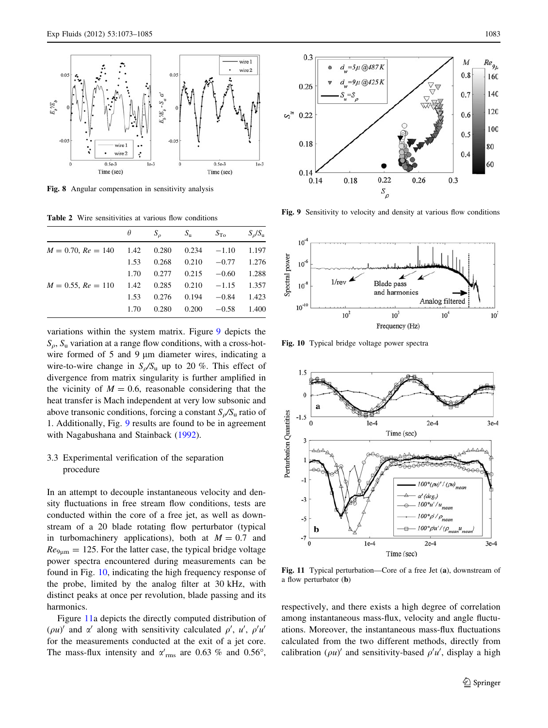Fig. 8 Angular compensation in sensitivity analysis

Table 2 Wire sensitivities at various flow conditions

| | $\theta$ | $S_\rho$ | $S_u$ | $S_{To}$ | $S_\rho/S_u$ |
|---|---|---|---|---|---|
| $M = 0.70$, $Re = 140$ | 1.42 | 0.280 | 0.234 | −1.10 | 1.197 |
| | 1.53 | 0.268 | 0.210 | −0.77 | 1.276 |
| | 1.70 | 0.277 | 0.215 | −0.60 | 1.288 |
| $M = 0.55$, $Re = 110$ | 1.42 | 0.285 | 0.210 | −1.15 | 1.357 |
| | 1.53 | 0.276 | 0.194 | −0.84 | 1.423 |
| | 1.70 | 0.280 | 0.200 | −0.58 | 1.400 |

variations within the system matrix. Figure 9 depicts the $S_\rho$, $S_u$ variation at a range flow conditions, with a cross-hot-wire formed of 5 and 9 μm diameter wires, indicating a wire-to-wire change in $S_\rho/S_u$ up to 20 %. This effect of divergence from matrix singularity is further amplified in the vicinity of $M = 0.6$, reasonable considering that the heat transfer is Mach independent at very low subsonic and above transonic conditions, forcing a constant $S_\rho/S_u$ ratio of 1. Additionally, Fig. 9 results are found to be in agreement with Nagabushana and Stainback (1992).

### 3.3 Experimental verification of the separation procedure

In an attempt to decouple instantaneous velocity and density fluctuations in free stream flow conditions, tests are conducted within the core of a free jet, as well as downstream of a 20 blade rotating flow perturbator (typical in turbomachinery applications), both at $M = 0.7$ and $Re_{9\mu m} = 125$. For the latter case, the typical bridge voltage power spectra encountered during measurements can be found in Fig. 10, indicating the high frequency response of the probe, limited by the analog filter at 30 kHz, with distinct peaks at once per revolution, blade passing and its harmonics.

Figure 11a depicts the directly computed distribution of $(\rho u)'$ and $\alpha'$ along with sensitivity calculated $\rho'$, $u'$, $\rho' u'$ for the measurements conducted at the exit of a jet core. The mass-flux intensity and $\alpha'_{\rm rms}$ are 0.63 % and 0.56°, respectively, and there exists a high degree of correlation among instantaneous mass-flux, velocity and angle fluctuations. Moreover, the instantaneous mass-flux fluctuations calculated from the two different methods, directly from calibration $(\rho u)'$ and sensitivity-based $\rho' u'$, display a high

Fig. 9 Sensitivity to velocity and density at various flow conditions

Fig. 10 Typical bridge voltage power spectra

Fig. 11 Typical perturbation—Core of a free Jet (a), downstream of a flow perturbator (b)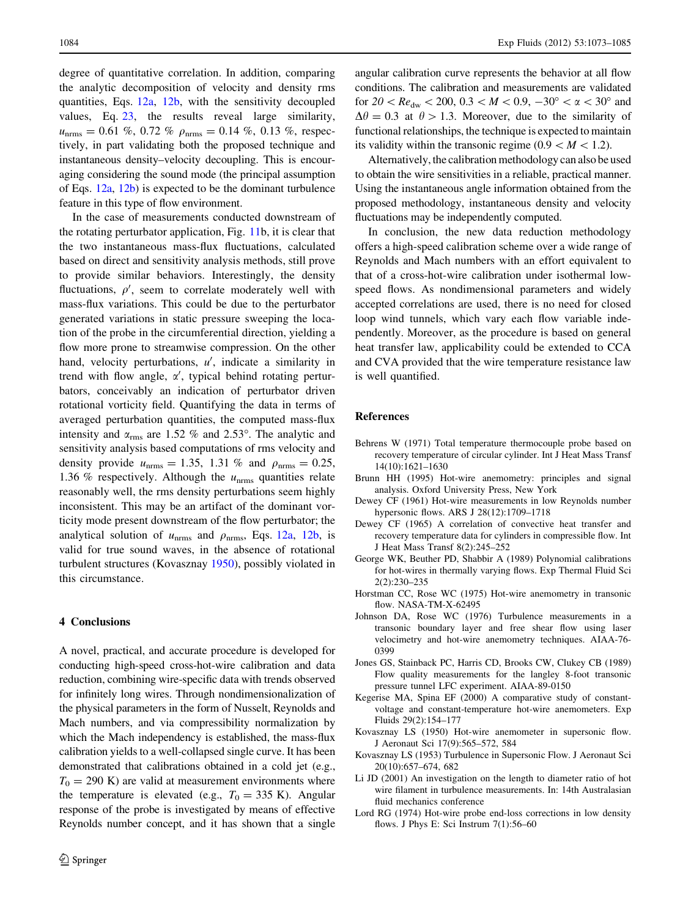degree of quantitative correlation. In addition, comparing the analytic decomposition of velocity and density rms quantities, Eqs. 12a, 12b, with the sensitivity decoupled values, Eq. 23, the results reveal large similarity, $u_{\mathrm{nrms}} = 0.61$ %, 0.72 % $\rho_{\mathrm{nrms}} = 0.14$ %, 0.13 %, respectively, in part validating both the proposed technique and instantaneous density–velocity decoupling. This is encouraging considering the sound mode (the principal assumption of Eqs. 12a, 12b) is expected to be the dominant turbulence feature in this type of flow environment.

In the case of measurements conducted downstream of the rotating perturbator application, Fig. 11b, it is clear that the two instantaneous mass-flux fluctuations, calculated based on direct and sensitivity analysis methods, still prove to provide similar behaviors. Interestingly, the density fluctuations, $\rho'$, seem to correlate moderately well with mass-flux variations. This could be due to the perturbator generated variations in static pressure sweeping the location of the probe in the circumferential direction, yielding a flow more prone to streamwise compression. On the other hand, velocity perturbations, $u'$, indicate a similarity in trend with flow angle, $\alpha'$, typical behind rotating perturbators, conceivably an indication of perturbator driven rotational vorticity field. Quantifying the data in terms of averaged perturbation quantities, the computed mass-flux intensity and $\alpha_{\mathrm{rms}}$ are 1.52 % and 2.53°. The analytic and sensitivity analysis based computations of rms velocity and density provide $u_{\mathrm{nrms}} = 1.35$, 1.31 % and $\rho_{\mathrm{nrms}} = 0.25$, 1.36 % respectively. Although the $u_{\mathrm{nrms}}$ quantities relate reasonably well, the rms density perturbations seem highly inconsistent. This may be an artifact of the dominant vorticity mode present downstream of the flow perturbator; the analytical solution of $u_{\mathrm{nrms}}$ and $\rho_{\mathrm{nrms}}$, Eqs. 12a, 12b, is valid for true sound waves, in the absence of rotational turbulent structures (Kovasznay 1950), possibly violated in this circumstance.

## 4 Conclusions

A novel, practical, and accurate procedure is developed for conducting high-speed cross-hot-wire calibration and data reduction, combining wire-specific data with trends observed for infinitely long wires. Through nondimensionalization of the physical parameters in the form of Nusselt, Reynolds and Mach numbers, and via compressibility normalization by which the Mach independency is established, the mass-flux calibration yields to a well-collapsed single curve. It has been demonstrated that calibrations obtained in a cold jet (e.g., $T_0 = 290$ K) are valid at measurement environments where the temperature is elevated (e.g., $T_0 = 335$ K). Angular response of the probe is investigated by means of effective Reynolds number concept, and it has shown that a single angular calibration curve represents the behavior at all flow conditions. The calibration and measurements are validated for $20 < Re_{\mathrm{dw}} < 200$, $0.3 < M < 0.9$, $-30° < \alpha < 30°$ and $\Delta\theta = 0.3$ at $\theta > 1.3$. Moreover, due to the similarity of functional relationships, the technique is expected to maintain its validity within the transonic regime ($0.9 < M < 1.2$).

Alternatively, the calibration methodology can also be used to obtain the wire sensitivities in a reliable, practical manner. Using the instantaneous angle information obtained from the proposed methodology, instantaneous density and velocity fluctuations may be independently computed.

In conclusion, the new data reduction methodology offers a high-speed calibration scheme over a wide range of Reynolds and Mach numbers with an effort equivalent to that of a cross-hot-wire calibration under isothermal low-speed flows. As nondimensional parameters and widely accepted correlations are used, there is no need for closed loop wind tunnels, which vary each flow variable independently. Moreover, as the procedure is based on general heat transfer law, applicability could be extended to CCA and CVA provided that the wire temperature resistance law is well quantified.

## References

Behrens W (1971) Total temperature thermocouple probe based on recovery temperature of circular cylinder. Int J Heat Mass Transf 14(10):1621–1630

Brunn HH (1995) Hot-wire anemometry: principles and signal analysis. Oxford University Press, New York

Dewey CF (1961) Hot-wire measurements in low Reynolds number hypersonic flows. ARS J 28(12):1709–1718

Dewey CF (1965) A correlation of convective heat transfer and recovery temperature data for cylinders in compressible flow. Int J Heat Mass Transf 8(2):245–252

George WK, Beuther PD, Shabbir A (1989) Polynomial calibrations for hot-wires in thermally varying flows. Exp Thermal Fluid Sci 2(2):230–235

Horstman CC, Rose WC (1975) Hot-wire anemometry in transonic flow. NASA-TM-X-62495

Johnson DA, Rose WC (1976) Turbulence measurements in a transonic boundary layer and free shear flow using laser velocimetry and hot-wire anemometry techniques. AIAA-76-0399

Jones GS, Stainback PC, Harris CD, Brooks CW, Clukey CB (1989) Flow quality measurements for the langley 8-foot transonic pressure tunnel LFC experiment. AIAA-89-0150

Kegerise MA, Spina EF (2000) A comparative study of constant-voltage and constant-temperature hot-wire anemometers. Exp Fluids 29(2):154–177

Kovasznay LS (1950) Hot-wire anemometer in supersonic flow. J Aeronaut Sci 17(9):565–572, 584

Kovasznay LS (1953) Turbulence in Supersonic Flow. J Aeronaut Sci 20(10):657–674, 682

Li JD (2001) An investigation on the length to diameter ratio of hot wire filament in turbulence measurements. In: 14th Australasian fluid mechanics conference

Lord RG (1974) Hot-wire probe end-loss corrections in low density flows. J Phys E: Sci Instrum 7(1):56–60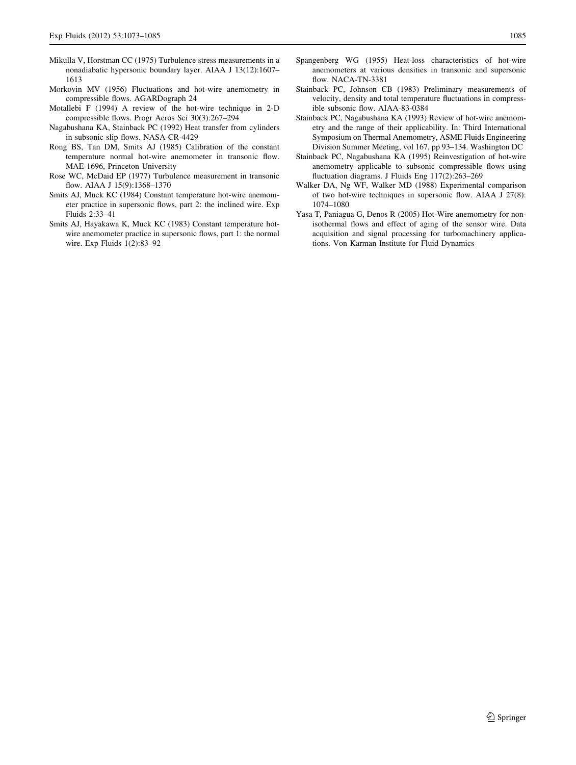Mikulla V, Horstman CC (1975) Turbulence stress measurements in a nonadiabatic hypersonic boundary layer. AIAA J 13(12):1607–1613

Morkovin MV (1956) Fluctuations and hot-wire anemometry in compressible flows. AGARDograph 24

Motallebi F (1994) A review of the hot-wire technique in 2-D compressible flows. Progr Aeros Sci 30(3):267–294

Nagabushana KA, Stainback PC (1992) Heat transfer from cylinders in subsonic slip flows. NASA-CR-4429

Rong BS, Tan DM, Smits AJ (1985) Calibration of the constant temperature normal hot-wire anemometer in transonic flow. MAE-1696, Princeton University

Rose WC, McDaid EP (1977) Turbulence measurement in transonic flow. AIAA J 15(9):1368–1370

Smits AJ, Muck KC (1984) Constant temperature hot-wire anemometer practice in supersonic flows, part 2: the inclined wire. Exp Fluids 2:33–41

Smits AJ, Hayakawa K, Muck KC (1983) Constant temperature hot-wire anemometer practice in supersonic flows, part 1: the normal wire. Exp Fluids 1(2):83–92

Spangenberg WG (1955) Heat-loss characteristics of hot-wire anemometers at various densities in transonic and supersonic flow. NACA-TN-3381

Stainback PC, Johnson CB (1983) Preliminary measurements of velocity, density and total temperature fluctuations in compressible subsonic flow. AIAA-83-0384

Stainback PC, Nagabushana KA (1993) Review of hot-wire anemometry and the range of their applicability. In: Third International Symposium on Thermal Anemometry, ASME Fluids Engineering Division Summer Meeting, vol 167, pp 93–134. Washington DC

Stainback PC, Nagabushana KA (1995) Reinvestigation of hot-wire anemometry applicable to subsonic compressible flows using fluctuation diagrams. J Fluids Eng 117(2):263–269

Walker DA, Ng WF, Walker MD (1988) Experimental comparison of two hot-wire techniques in supersonic flow. AIAA J 27(8): 1074–1080

Yasa T, Paniagua G, Denos R (2005) Hot-Wire anemometry for non-isothermal flows and effect of aging of the sensor wire. Data acquisition and signal processing for turbomachinery applications. Von Karman Institute for Fluid Dynamics